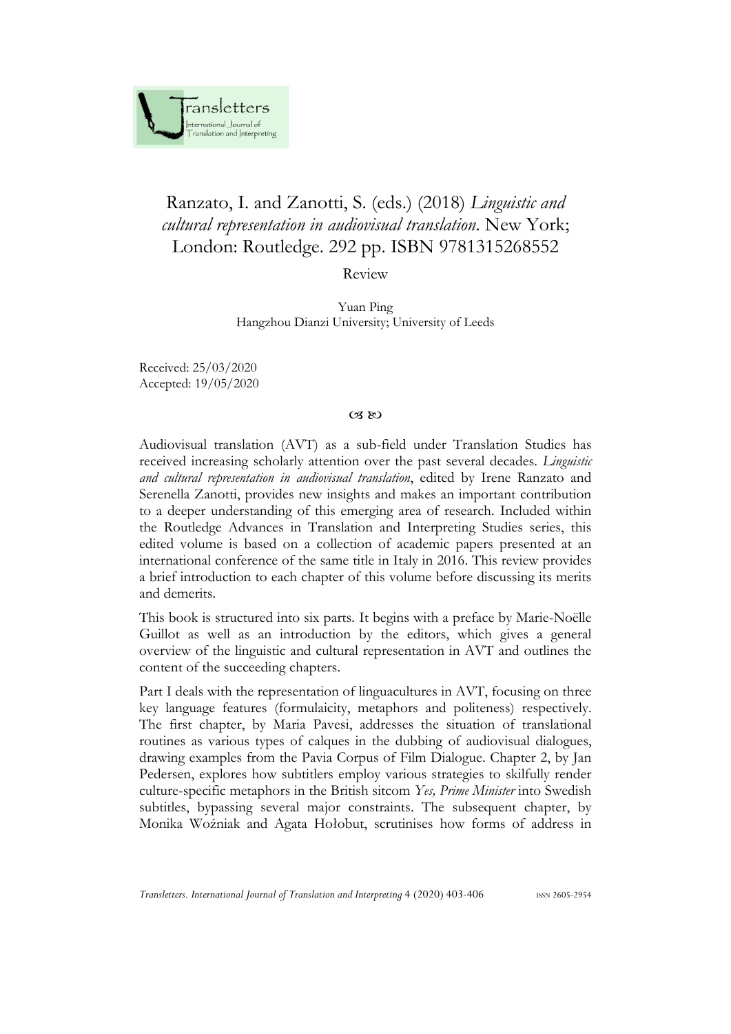# Ranzato, I. and Zanotti, S. (eds.) (2018) *Linguistic and cultural representation in audiovisual translation*. New York; London: Routledge. 292 pp. ISBN 9781315268552

Review

Yuan Ping
Hangzhou Dianzi University; University of Leeds

Received: 25/03/2020
Accepted: 19/05/2020

Audiovisual translation (AVT) as a sub-field under Translation Studies has received increasing scholarly attention over the past several decades. *Linguistic and cultural representation in audiovisual translation*, edited by Irene Ranzato and Serenella Zanotti, provides new insights and makes an important contribution to a deeper understanding of this emerging area of research. Included within the Routledge Advances in Translation and Interpreting Studies series, this edited volume is based on a collection of academic papers presented at an international conference of the same title in Italy in 2016. This review provides a brief introduction to each chapter of this volume before discussing its merits and demerits.

This book is structured into six parts. It begins with a preface by Marie-Noëlle Guillot as well as an introduction by the editors, which gives a general overview of the linguistic and cultural representation in AVT and outlines the content of the succeeding chapters.

Part I deals with the representation of linguacultures in AVT, focusing on three key language features (formulaicity, metaphors and politeness) respectively. The first chapter, by Maria Pavesi, addresses the situation of translational routines as various types of calques in the dubbing of audiovisual dialogues, drawing examples from the Pavia Corpus of Film Dialogue. Chapter 2, by Jan Pedersen, explores how subtitlers employ various strategies to skilfully render culture-specific metaphors in the British sitcom *Yes, Prime Minister* into Swedish subtitles, bypassing several major constraints. The subsequent chapter, by Monika Woźniak and Agata Hołobut, scrutinises how forms of address in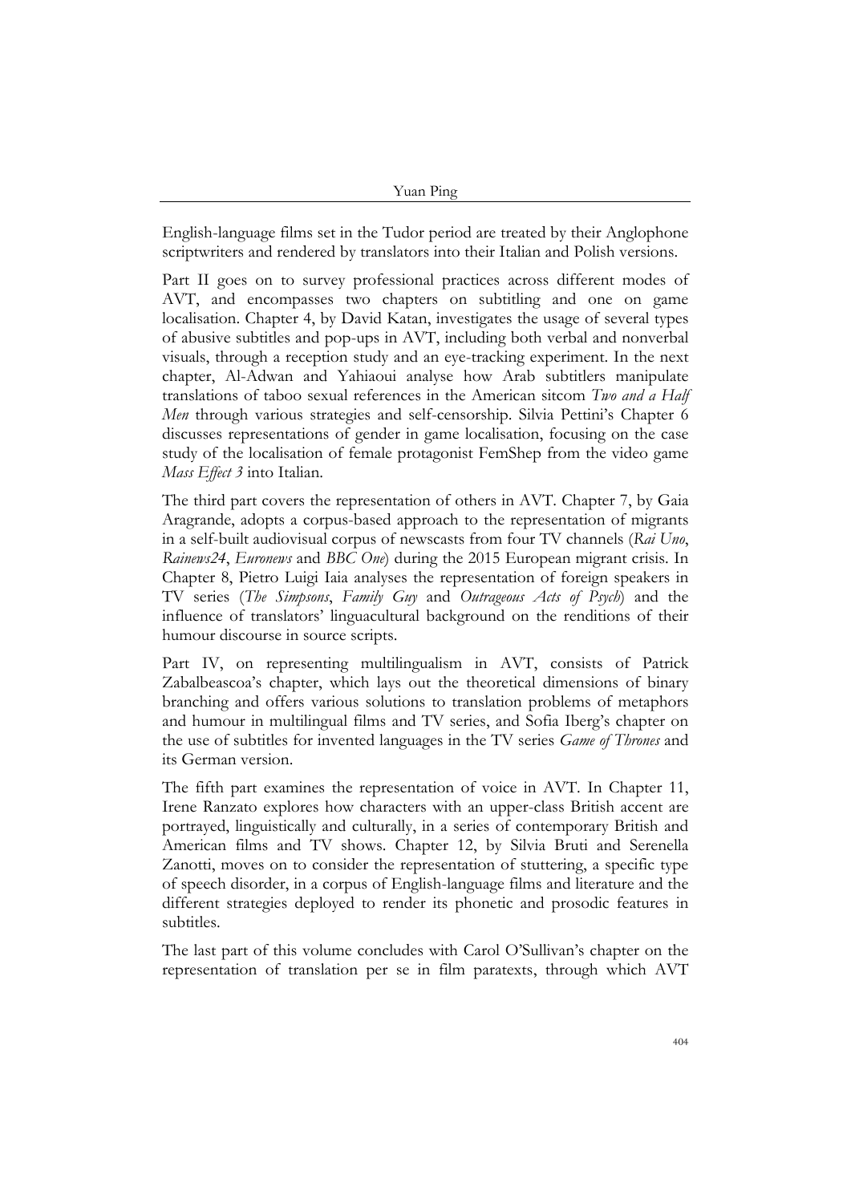English-language films set in the Tudor period are treated by their Anglophone scriptwriters and rendered by translators into their Italian and Polish versions.

Part II goes on to survey professional practices across different modes of AVT, and encompasses two chapters on subtitling and one on game localisation. Chapter 4, by David Katan, investigates the usage of several types of abusive subtitles and pop-ups in AVT, including both verbal and nonverbal visuals, through a reception study and an eye-tracking experiment. In the next chapter, Al-Adwan and Yahiaoui analyse how Arab subtitlers manipulate translations of taboo sexual references in the American sitcom *Two and a Half Men* through various strategies and self-censorship. Silvia Pettini's Chapter 6 discusses representations of gender in game localisation, focusing on the case study of the localisation of female protagonist FemShep from the video game *Mass Effect 3* into Italian.

The third part covers the representation of others in AVT. Chapter 7, by Gaia Aragrande, adopts a corpus-based approach to the representation of migrants in a self-built audiovisual corpus of newscasts from four TV channels (*Rai Uno*, *Rainews24*, *Euronews* and *BBC One*) during the 2015 European migrant crisis. In Chapter 8, Pietro Luigi Iaia analyses the representation of foreign speakers in TV series (*The Simpsons*, *Family Guy* and *Outrageous Acts of Psych*) and the influence of translators' linguacultural background on the renditions of their humour discourse in source scripts.

Part IV, on representing multilingualism in AVT, consists of Patrick Zabalbeascoa's chapter, which lays out the theoretical dimensions of binary branching and offers various solutions to translation problems of metaphors and humour in multilingual films and TV series, and Sofia Iberg's chapter on the use of subtitles for invented languages in the TV series *Game of Thrones* and its German version.

The fifth part examines the representation of voice in AVT. In Chapter 11, Irene Ranzato explores how characters with an upper-class British accent are portrayed, linguistically and culturally, in a series of contemporary British and American films and TV shows. Chapter 12, by Silvia Bruti and Serenella Zanotti, moves on to consider the representation of stuttering, a specific type of speech disorder, in a corpus of English-language films and literature and the different strategies deployed to render its phonetic and prosodic features in subtitles.

The last part of this volume concludes with Carol O'Sullivan's chapter on the representation of translation per se in film paratexts, through which AVT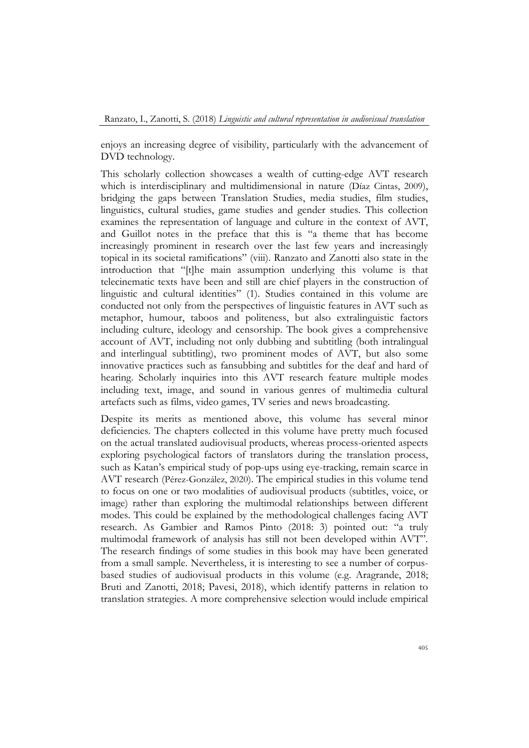enjoys an increasing degree of visibility, particularly with the advancement of DVD technology.

This scholarly collection showcases a wealth of cutting-edge AVT research which is interdisciplinary and multidimensional in nature (Díaz Cintas, 2009), bridging the gaps between Translation Studies, media studies, film studies, linguistics, cultural studies, game studies and gender studies. This collection examines the representation of language and culture in the context of AVT, and Guillot notes in the preface that this is "a theme that has become increasingly prominent in research over the last few years and increasingly topical in its societal ramifications" (viii). Ranzato and Zanotti also state in the introduction that "[t]he main assumption underlying this volume is that telecinematic texts have been and still are chief players in the construction of linguistic and cultural identities" (1). Studies contained in this volume are conducted not only from the perspectives of linguistic features in AVT such as metaphor, humour, taboos and politeness, but also extralinguistic factors including culture, ideology and censorship. The book gives a comprehensive account of AVT, including not only dubbing and subtitling (both intralingual and interlingual subtitling), two prominent modes of AVT, but also some innovative practices such as fansubbing and subtitles for the deaf and hard of hearing. Scholarly inquiries into this AVT research feature multiple modes including text, image, and sound in various genres of multimedia cultural artefacts such as films, video games, TV series and news broadcasting.

Despite its merits as mentioned above, this volume has several minor deficiencies. The chapters collected in this volume have pretty much focused on the actual translated audiovisual products, whereas process-oriented aspects exploring psychological factors of translators during the translation process, such as Katan's empirical study of pop-ups using eye-tracking, remain scarce in AVT research (Pérez-González, 2020). The empirical studies in this volume tend to focus on one or two modalities of audiovisual products (subtitles, voice, or image) rather than exploring the multimodal relationships between different modes. This could be explained by the methodological challenges facing AVT research. As Gambier and Ramos Pinto (2018: 3) pointed out: "a truly multimodal framework of analysis has still not been developed within AVT". The research findings of some studies in this book may have been generated from a small sample. Nevertheless, it is interesting to see a number of corpus-based studies of audiovisual products in this volume (e.g. Aragrande, 2018; Bruti and Zanotti, 2018; Pavesi, 2018), which identify patterns in relation to translation strategies. A more comprehensive selection would include empirical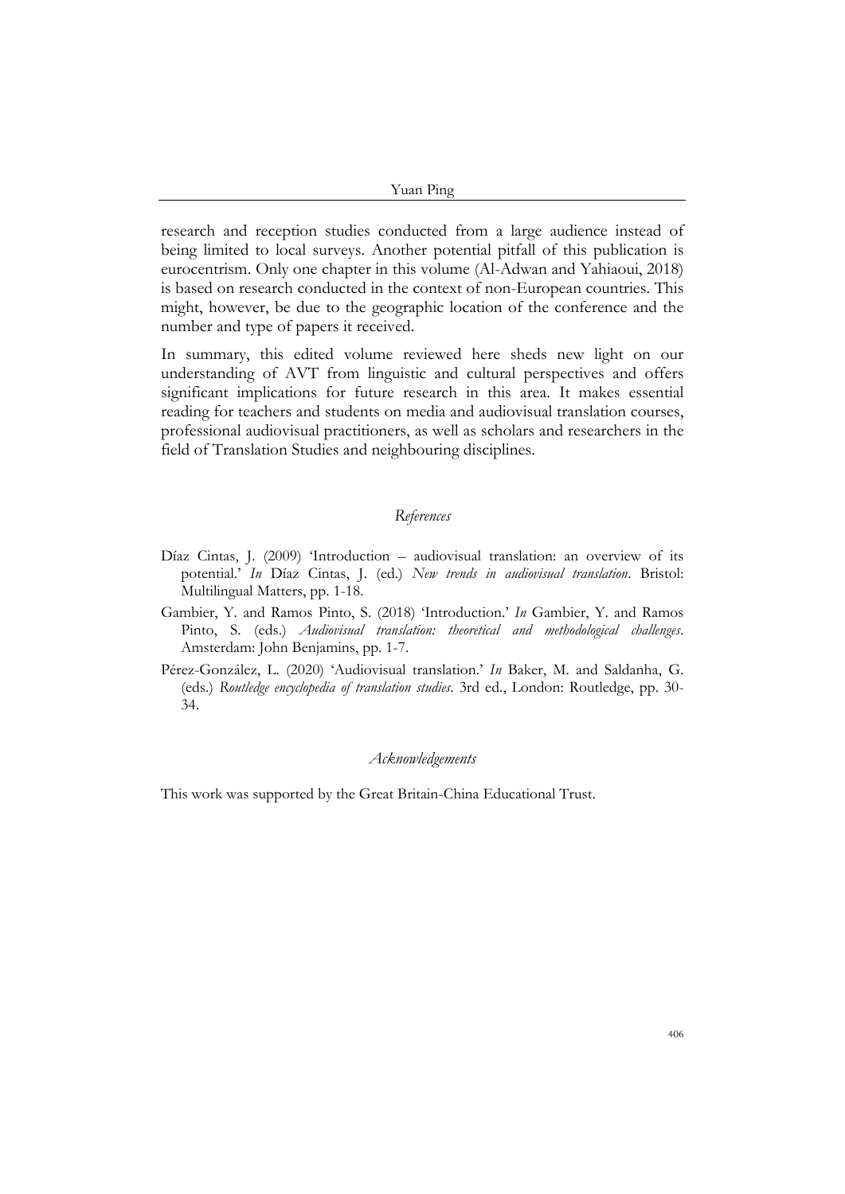research and reception studies conducted from a large audience instead of being limited to local surveys. Another potential pitfall of this publication is eurocentrism. Only one chapter in this volume (Al-Adwan and Yahiaoui, 2018) is based on research conducted in the context of non-European countries. This might, however, be due to the geographic location of the conference and the number and type of papers it received.

In summary, this edited volume reviewed here sheds new light on our understanding of AVT from linguistic and cultural perspectives and offers significant implications for future research in this area. It makes essential reading for teachers and students on media and audiovisual translation courses, professional audiovisual practitioners, as well as scholars and researchers in the field of Translation Studies and neighbouring disciplines.

## *References*

Díaz Cintas, J. (2009) 'Introduction – audiovisual translation: an overview of its potential.' *In* Díaz Cintas, J. (ed.) *New trends in audiovisual translation*. Bristol: Multilingual Matters, pp. 1-18.

Gambier, Y. and Ramos Pinto, S. (2018) 'Introduction.' *In* Gambier, Y. and Ramos Pinto, S. (eds.) *Audiovisual translation: theoretical and methodological challenges*. Amsterdam: John Benjamins, pp. 1-7.

Pérez-González, L. (2020) 'Audiovisual translation.' *In* Baker, M. and Saldanha, G. (eds.) *Routledge encyclopedia of translation studies*. 3rd ed., London: Routledge, pp. 30-34.

## *Acknowledgements*

This work was supported by the Great Britain-China Educational Trust.